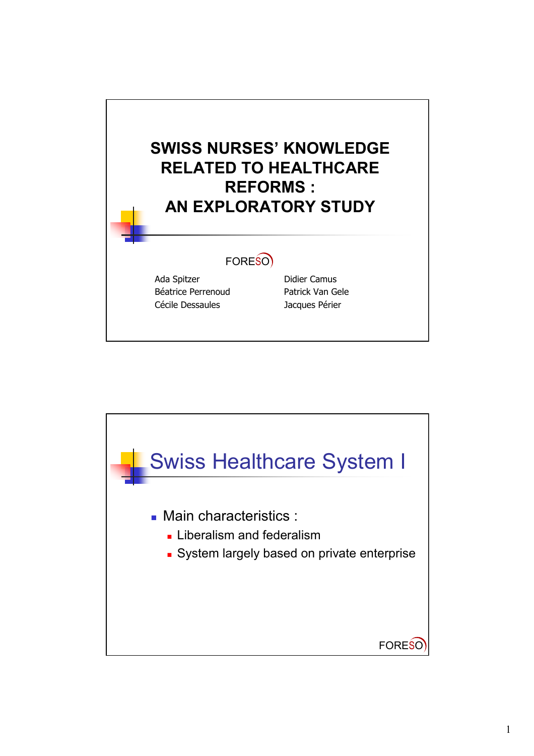# SWISS NURSES' KNOWLEDGE RELATED TO HEALTHCARE REFORMS : AN EXPLORATORY STUDY

FORESO

Ada Spitzer
Béatrice Perrenoud
Cécile Dessaules

Didier Camus
Patrick Van Gele
Jacques Périer

## Swiss Healthcare System I

- Main characteristics :
  - Liberalism and federalism
  - System largely based on private enterprise

FORESO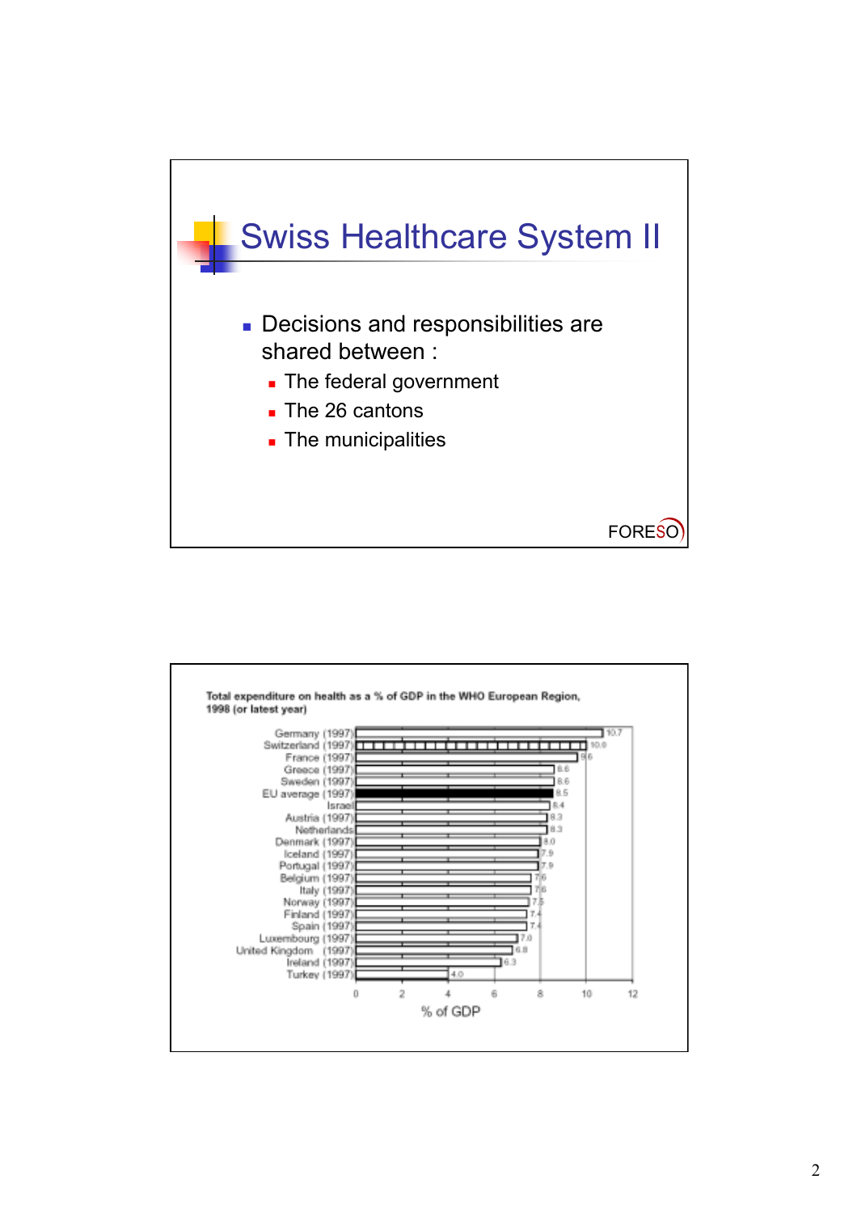# Swiss Healthcare System II

- Decisions and responsibilities are shared between :
  - The federal government
  - The 26 cantons
  - The municipalities

FORESO

**Total expenditure on health as a % of GDP in the WHO European Region, 1998 (or latest year)**

Germany (1997) 10.7
Switzerland (1997) 10.0
France (1997) 9.6
Greece (1997) 8.6
Sweden (1997) 8.6
EU average (1997) 8.5
Israel 8.4
Austria (1997) 8.3
Netherlands 8.3
Denmark (1997) 8.0
Iceland (1997) 7.9
Portugal (1997) 7.9
Belgium (1997) 7.6
Italy (1997) 7.6
Norway (1997) 7.5
Finland (1997) 7.4
Spain (1997) 7.4
Luxembourg (1997) 7.0
United Kingdom (1997) 6.8
Ireland (1997) 6.3
Turkey (1997) 4.0

0 2 4 6 8 10 12

% of GDP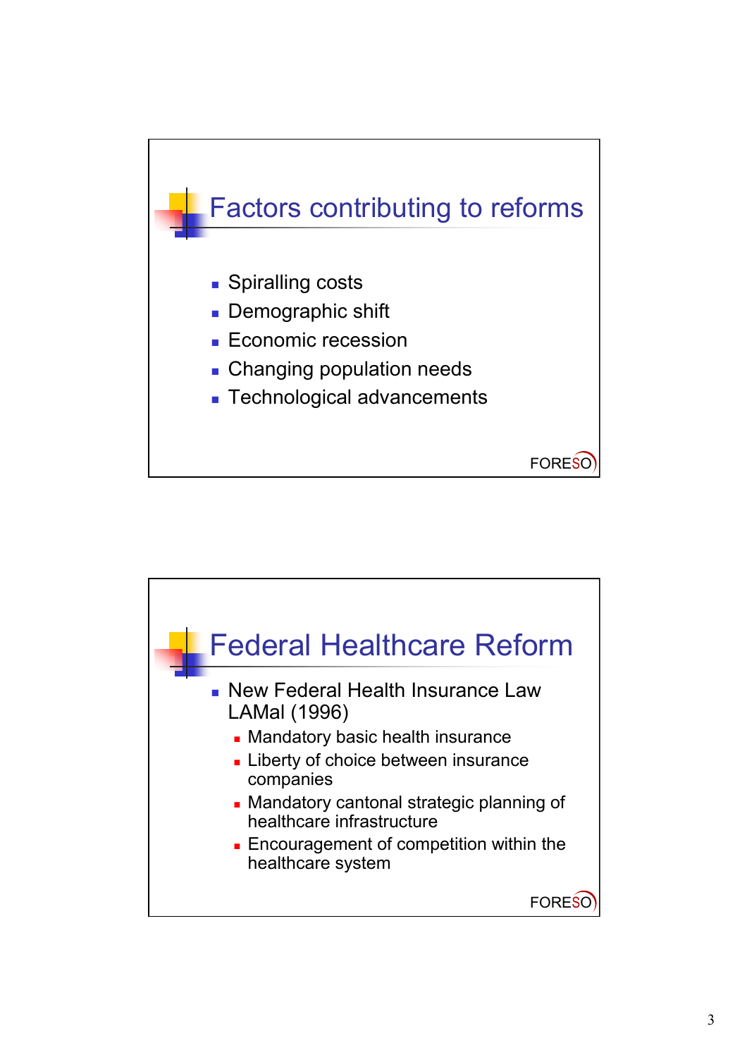## Factors contributing to reforms

- Spiralling costs
- Demographic shift
- Economic recession
- Changing population needs
- Technological advancements

FORESO

## Federal Healthcare Reform

- New Federal Health Insurance Law LAMal (1996)
  - Mandatory basic health insurance
  - Liberty of choice between insurance companies
  - Mandatory cantonal strategic planning of healthcare infrastructure
  - Encouragement of competition within the healthcare system

FORESO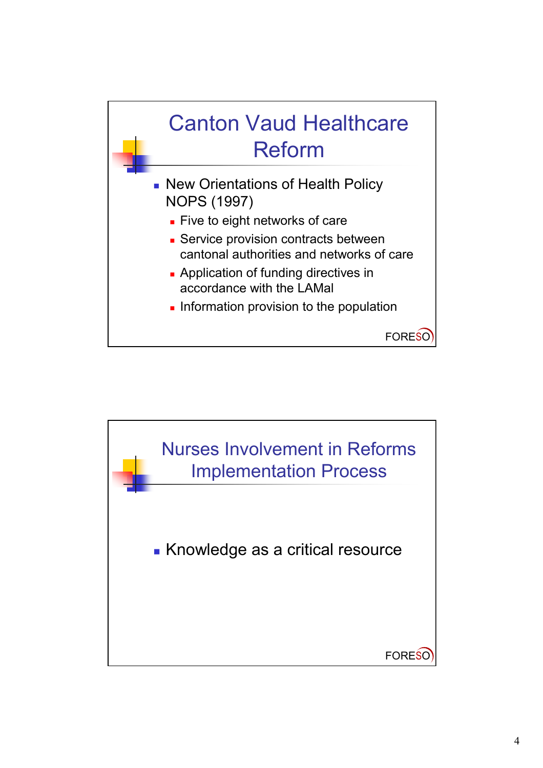## Canton Vaud Healthcare Reform

- New Orientations of Health Policy NOPS (1997)
  - Five to eight networks of care
  - Service provision contracts between cantonal authorities and networks of care
  - Application of funding directives in accordance with the LAMal
  - Information provision to the population

FORESO

## Nurses Involvement in Reforms Implementation Process

- Knowledge as a critical resource

FORESO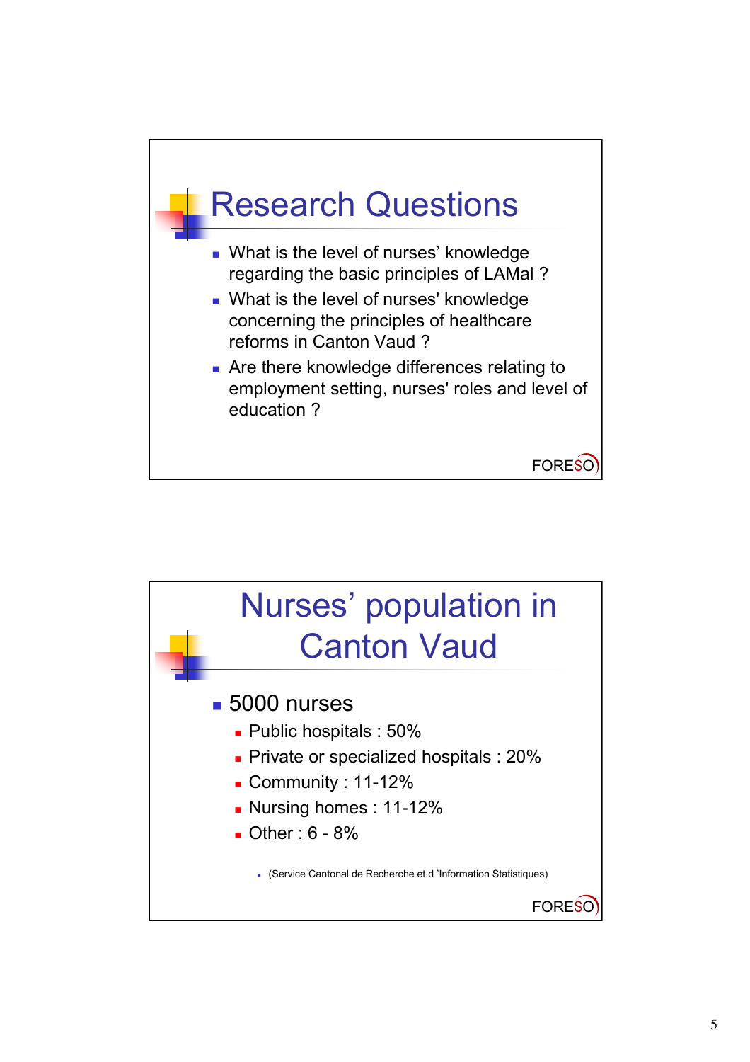# Research Questions

- What is the level of nurses' knowledge regarding the basic principles of LAMal ?
- What is the level of nurses' knowledge concerning the principles of healthcare reforms in Canton Vaud ?
- Are there knowledge differences relating to employment setting, nurses' roles and level of education ?

FORESO

# Nurses' population in Canton Vaud

- 5000 nurses
  - Public hospitals : 50%
  - Private or specialized hospitals : 20%
  - Community : 11-12%
  - Nursing homes : 11-12%
  - Other : 6 - 8%
    - (Service Cantonal de Recherche et d 'Information Statistiques)

FORESO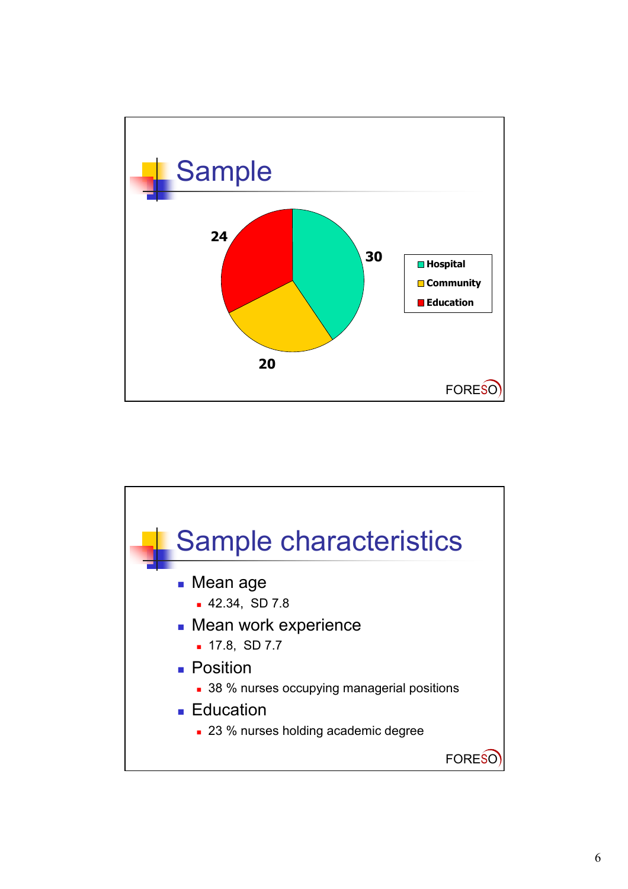## Sample

24

30

20

Hospital

Community

Education

FORESO

## Sample characteristics

- Mean age
  - 42.34, SD 7.8
- Mean work experience
  - 17.8, SD 7.7
- Position
  - 38 % nurses occupying managerial positions
- Education
  - 23 % nurses holding academic degree

FORESO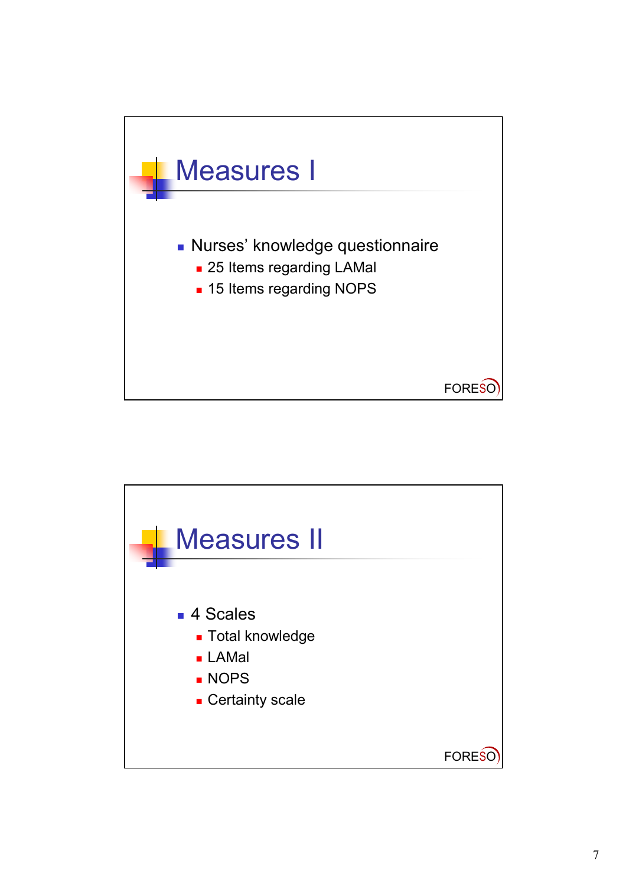# Measures I

- Nurses' knowledge questionnaire
  - 25 Items regarding LAMal
  - 15 Items regarding NOPS

FORESO

# Measures II

- 4 Scales
  - Total knowledge
  - LAMal
  - NOPS
  - Certainty scale

FORESO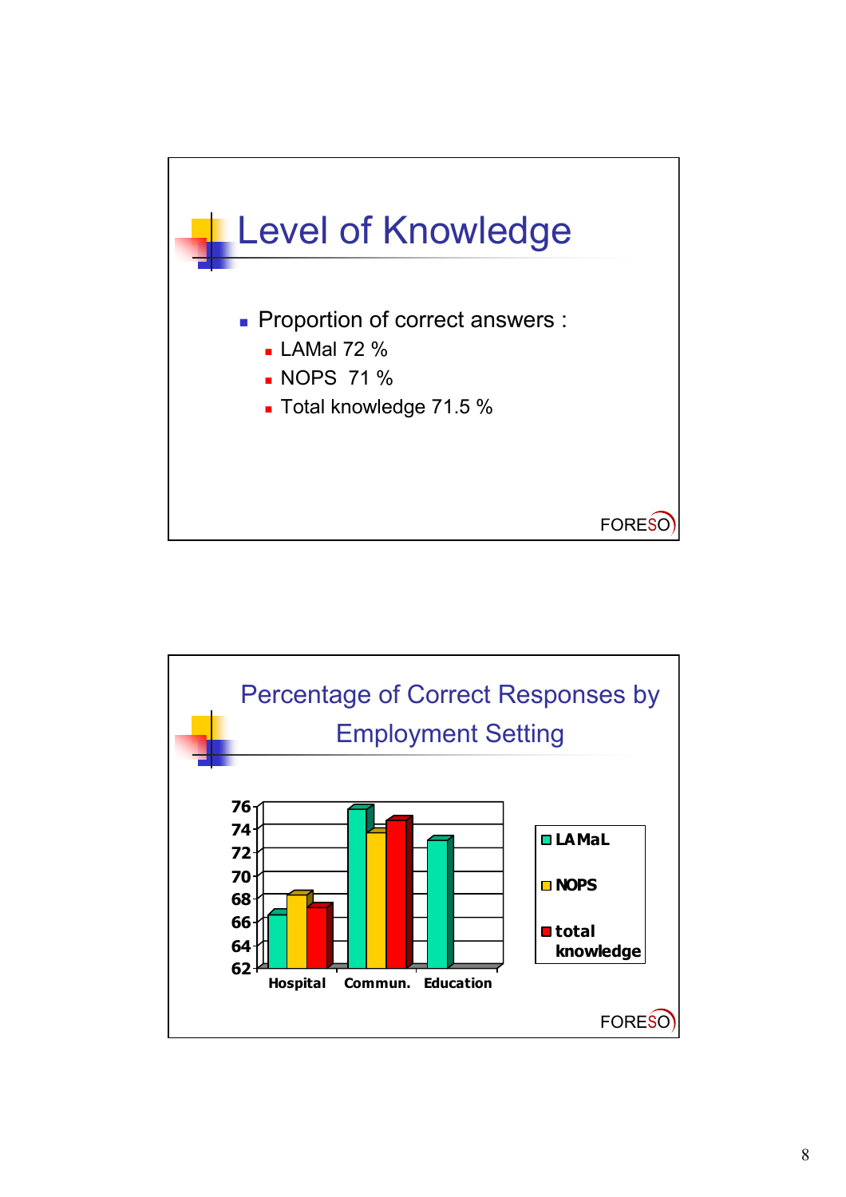# Level of Knowledge

- Proportion of correct answers :
  - LAMal 72 %
  - NOPS 71 %
  - Total knowledge 71.5 %

FORESO

## Percentage of Correct Responses by Employment Setting

76
74
72
70
68
66
64
62

Hospital
Commun.
Education

LAMaL
NOPS
total knowledge

FORESO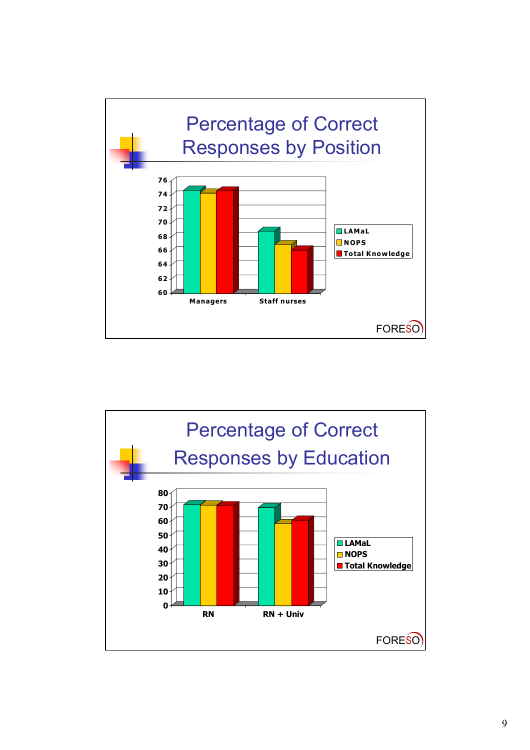## Percentage of Correct Responses by Position

76
74
72
70
68
66
64
62
60

Managers
Staff nurses

LAMaL
NOPS
Total Knowledge

FORESO

## Percentage of Correct Responses by Education

80
70
60
50
40
30
20
10
0

RN
RN + Univ

LAMaL
NOPS
Total Knowledge

FORESO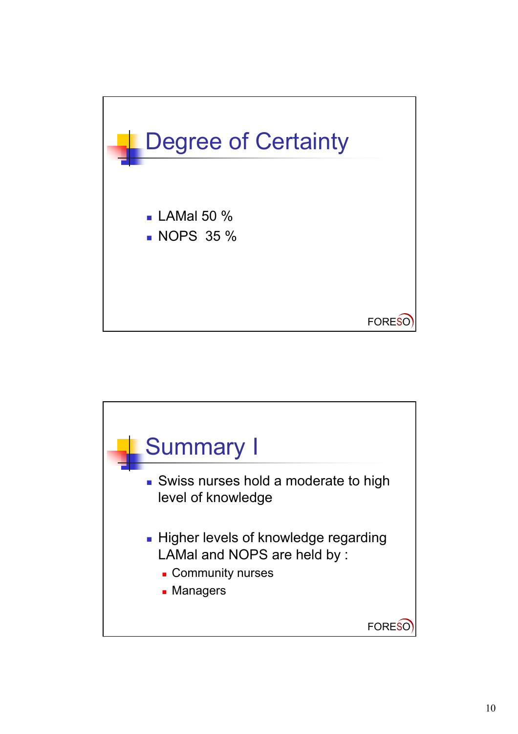## Degree of Certainty

- LAMal 50 %
- NOPS  35 %

FORESO

## Summary I

- Swiss nurses hold a moderate to high level of knowledge
- Higher levels of knowledge regarding LAMal and NOPS are held by :
  - Community nurses
  - Managers

FORESO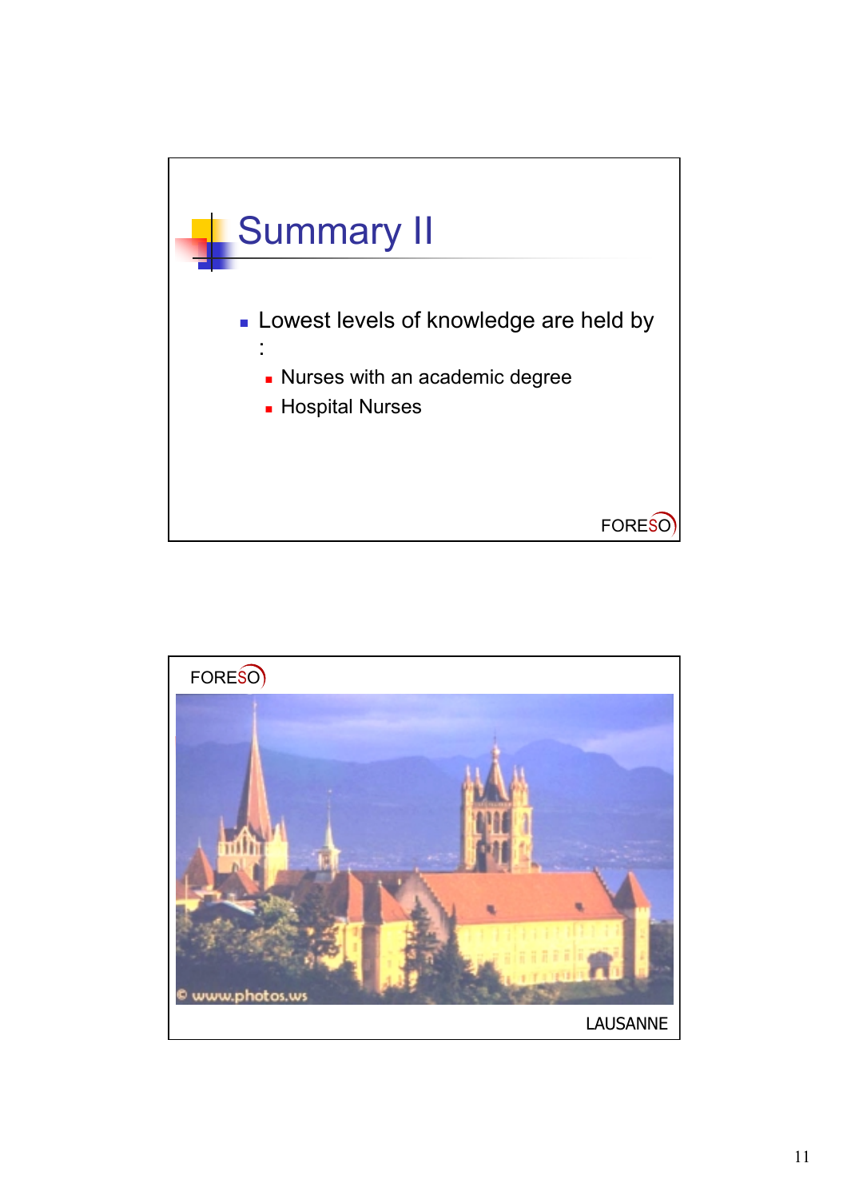# Summary II

- Lowest levels of knowledge are held by :
  - Nurses with an academic degree
  - Hospital Nurses

FORESO

FORESO

© www.photos.ws

LAUSANNE